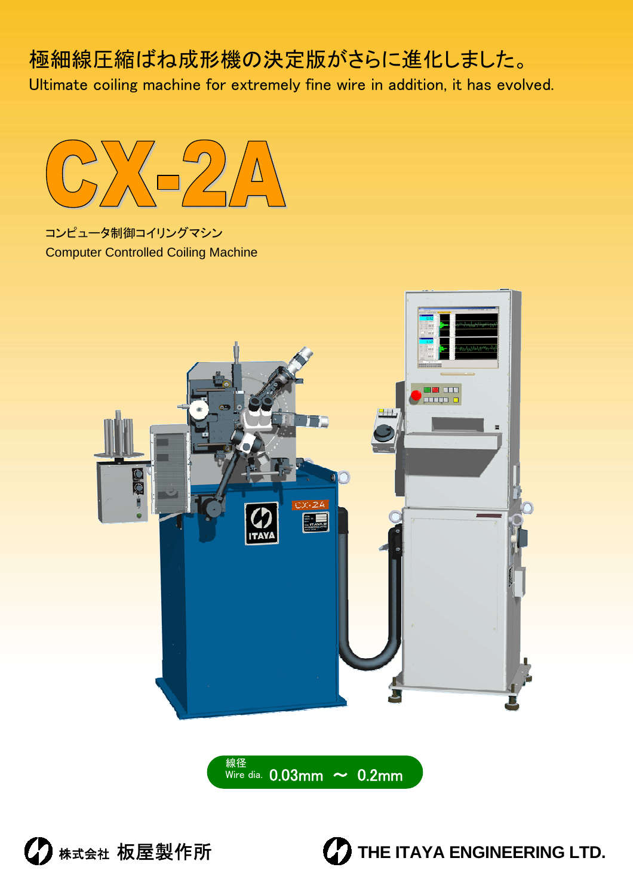極細線圧縮ばね成形機の決定版がさらに進化しました。

Ultimate coiling machine for extremely fine wire in addition, it has evolved.

# CX-2A

コンピュータ制御コイリングマシン

Computer Controlled Coiling Machine

線径
Wire dia. 0.03mm ～ 0.2mm

株式会社 板屋製作所

THE ITAYA ENGINEERING LTD.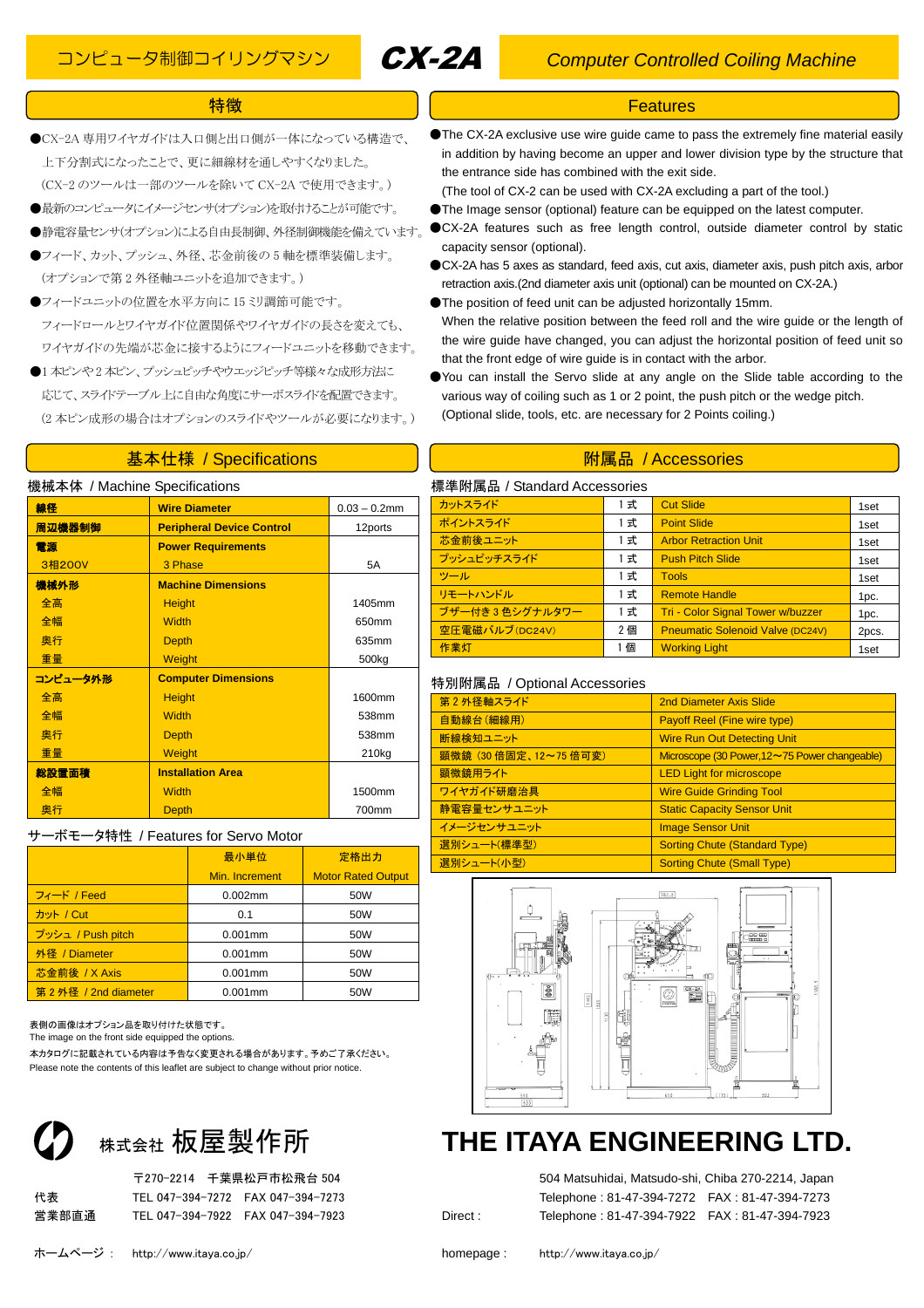# コンピュータ制御コイリングマシン **CX-2A** *Computer Controlled Coiling Machine*

## 特徴

●CX-2A 専用ワイヤガイドは入口側と出口側が一体になっている構造で、上下分割式になったことで、更に細線材を通しやすくなりました。
(CX-2 のツールは一部のツールを除いて CX-2A で使用できます。)

●最新のコンピュータにイメージセンサ(オプション)を取付けることが可能です。

●静電容量センサ(オプション)による自由長制御、外径制御機能を備えています。

●フィード、カット、プッシュ、外径、芯金前後の 5 軸を標準装備します。
(オプションで第 2 外径軸ユニットを追加できます。)

●フィードユニットの位置を水平方向に 15 ミリ調節可能です。
フィードロールとワイヤガイド位置関係やワイヤガイドの長さを変えても、ワイヤガイドの先端が芯金に接するようにフィードユニットを移動できます。

●1 本ピンや 2 本ピン、プッシュピッチやウエッジピッチ等様々な成形方法に応じて、スライドテーブル上に自由な角度にサーボスライドを配置できます。
(2 本ピン成形の場合はオプションのスライドやツールが必要になります。)

## Features

●The CX-2A exclusive use wire guide came to pass the extremely fine material easily in addition by having become an upper and lower division type by the structure that the entrance side has combined with the exit side.
(The tool of CX-2 can be used with CX-2A excluding a part of the tool.)

●The Image sensor (optional) feature can be equipped on the latest computer.

●CX-2A features such as free length control, outside diameter control by static capacity sensor (optional).

●CX-2A has 5 axes as standard, feed axis, cut axis, diameter axis, push pitch axis, arbor retraction axis.(2nd diameter axis unit (optional) can be mounted on CX-2A.)

●The position of feed unit can be adjusted horizontally 15mm.
When the relative position between the feed roll and the wire guide or the length of the wire guide have changed, you can adjust the horizontal position of feed unit so that the front edge of wire guide is in contact with the arbor.

●You can install the Servo slide at any angle on the Slide table according to the various way of coiling such as 1 or 2 point, the push pitch or the wedge pitch.
(Optional slide, tools, etc. are necessary for 2 Points coiling.)

## 基本仕様 / Specifications

### 機械本体 / Machine Specifications

| | | |
|---|---|---|
| **線径** | **Wire Diameter** | 0.03 – 0.2mm |
| **周辺機器制御** | **Peripheral Device Control** | 12ports |
| **電源** | **Power Requirements** | |
| 3相200V | 3 Phase | 5A |
| **機械外形** | **Machine Dimensions** | |
| 全高 | Height | 1405mm |
| 全幅 | Width | 650mm |
| 奥行 | Depth | 635mm |
| 重量 | Weight | 500kg |
| **コンピュータ外形** | **Computer Dimensions** | |
| 全高 | Height | 1600mm |
| 全幅 | Width | 538mm |
| 奥行 | Depth | 538mm |
| 重量 | Weight | 210kg |
| **総設置面積** | **Installation Area** | |
| 全幅 | Width | 1500mm |
| 奥行 | Depth | 700mm |

### サーボモータ特性 / Features for Servo Motor

| | 最小単位 Min. Increment | 定格出力 Motor Rated Output |
|---|---|---|
| フィード / Feed | 0.002mm | 50W |
| カット / Cut | 0.1 | 50W |
| プッシュ / Push pitch | 0.001mm | 50W |
| 外径 / Diameter | 0.001mm | 50W |
| 芯金前後 / X Axis | 0.001mm | 50W |
| 第 2 外径 / 2nd diameter | 0.001mm | 50W |

表側の画像はオプション品を取り付けた状態です。
The image on the front side equipped the options.

本カタログに記載されている内容は予告なく変更される場合があります。予めご了承ください。
Please note the contents of this leaflet are subject to change without prior notice.

## 附属品 / Accessories

### 標準附属品 / Standard Accessories

| | | | |
|---|---|---|---|
| カットスライド | 1 式 | Cut Slide | 1set |
| ポイントスライド | 1 式 | Point Slide | 1set |
| 芯金前後ユニット | 1 式 | Arbor Retraction Unit | 1set |
| プッシュピッチスライド | 1 式 | Push Pitch Slide | 1set |
| ツール | 1 式 | Tools | 1set |
| リモートハンドル | 1 式 | Remote Handle | 1pc. |
| ブザー付き 3 色シグナルタワー | 1 式 | Tri - Color Signal Tower w/buzzer | 1pc. |
| 空圧電磁バルブ(DC24V) | 2 個 | Pneumatic Solenoid Valve (DC24V) | 2pcs. |
| 作業灯 | 1 個 | Working Light | 1set |

### 特別附属品 / Optional Accessories

| | |
|---|---|
| 第 2 外径軸スライド | 2nd Diameter Axis Slide |
| 自動線台 (細線用) | Payoff Reel (Fine wire type) |
| 断線検知ユニット | Wire Run Out Detecting Unit |
| 顕微鏡 (30 倍固定、12〜75 倍可変) | Microscope (30 Power,12〜75 Power changeable) |
| 顕微鏡用ライト | LED Light for microscope |
| ワイヤガイド研磨治具 | Wire Guide Grinding Tool |
| 静電容量センサユニット | Static Capacity Sensor Unit |
| イメージセンサユニット | Image Sensor Unit |
| 選別シュート(標準型) | Sorting Chute (Standard Type) |
| 選別シュート(小型) | Sorting Chute (Small Type) |

## 株式会社 板屋製作所

〒270-2214 千葉県松戸市松飛台 504
代表 TEL 047-394-7272 FAX 047-394-7273
営業部直通 TEL 047-394-7922 FAX 047-394-7923

ホームページ : http://www.itaya.co.jp/

## THE ITAYA ENGINEERING LTD.

504 Matsuhidai, Matsudo-shi, Chiba 270-2214, Japan
Telephone : 81-47-394-7272 FAX : 81-47-394-7273
Direct : Telephone : 81-47-394-7922 FAX : 81-47-394-7923

homepage : http://www.itaya.co.jp/